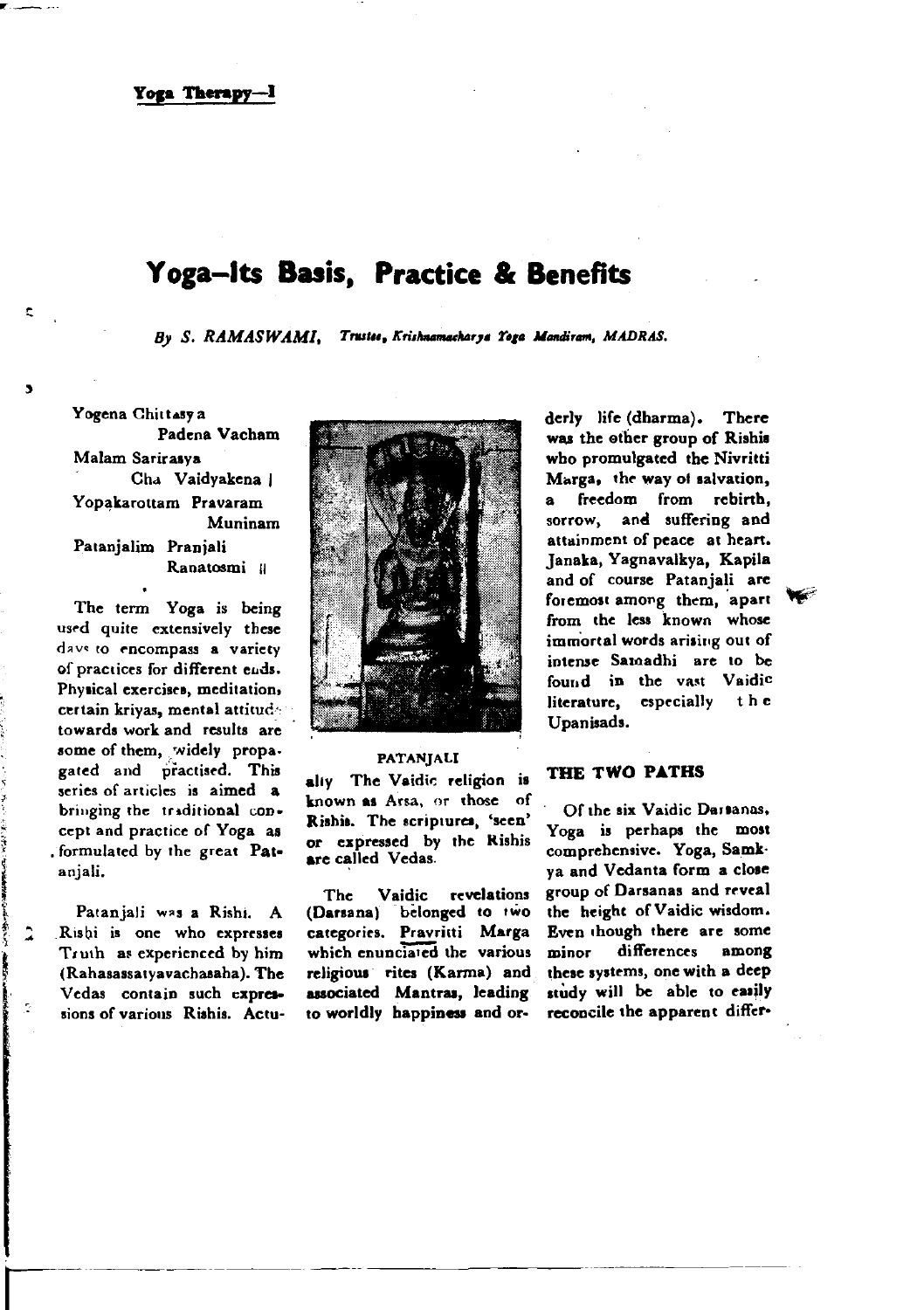# Yoga–Its Basis, Practice & Benefits

*By S. RAMASWAMI, Trustee, Krishnamacharya Yoga Mandiram, MADRAS.*

Yogena Chittasya
Padena Vacham
Malam Sarirasya
Cha Vaidyakena |
Yopakarottam Pravaram
Muninam
Patanjalim Pranjali
Ranatosmi ||

The term Yoga is being used quite extensively these days to encompass a variety of practices for different ends. Physical exercises, meditation, certain kriyas, mental attitude towards work and results are some of them, widely propagated and practised. This series of articles is aimed a bringing the traditional concept and practice of Yoga as formulated by the great Patanjali.

Patanjali was a Rishi. A Rishi is one who expresses Truth as experienced by him (Rahasassatyavachasaha). The Vedas contain such expressions of various Rishis. Actually The Vaidic religion is known as Arsa, or those of Rishis. The scriptures, 'seen' or expressed by the Rishis are called Vedas.

PATANJALI

The Vaidic revelations (Darsana) belonged to two categories. Pravritti Marga which enunciated the various religious rites (Karma) and associated Mantras, leading to worldly happiness and orderly life (dharma). There was the other group of Rishis who promulgated the Nivritti Marga, the way of salvation, a freedom from rebirth, sorrow, and suffering and attainment of peace at heart. Janaka, Yagnavalkya, Kapila and of course Patanjali are foremost among them, apart from the less known whose immortal words arising out of intense Samadhi are to be found in the vast Vaidic literature, especially the Upanisads.

## THE TWO PATHS

Of the six Vaidic Darsanas, Yoga is perhaps the most comprehensive. Yoga, Samkya and Vedanta form a close group of Darsanas and reveal the height of Vaidic wisdom. Even though there are some minor differences among these systems, one with a deep study will be able to easily reconcile the apparent differ-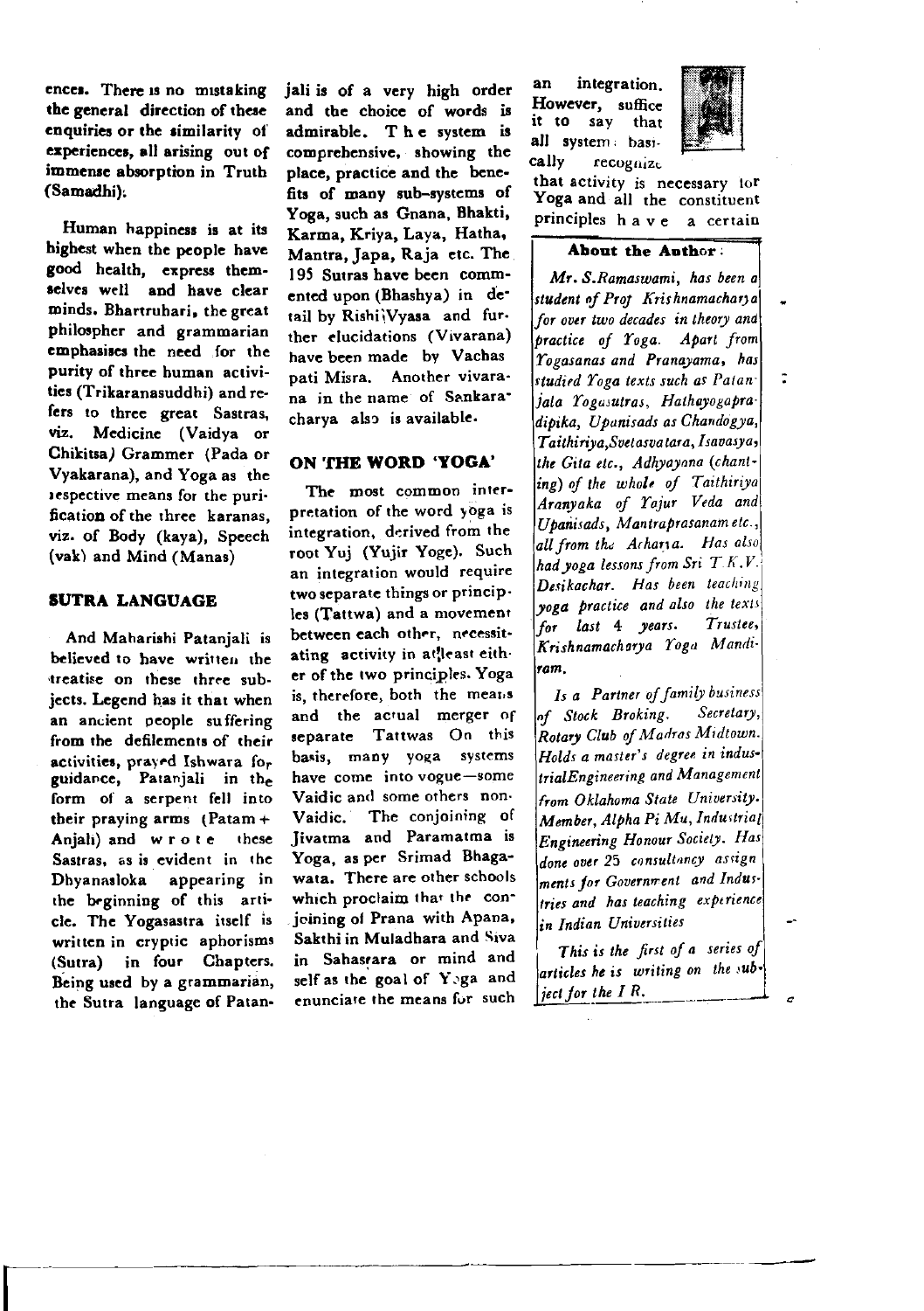ences. There is no mistaking the general direction of these enquiries or the similarity of experiences, all arising out of immense absorption in Truth (Samadhi).

Human happiness is at its highest when the people have good health, express themselves well and have clear minds. Bhartruhari, the great philospher and grammarian emphasises the need for the purity of three human activities (Trikaranasuddhi) and refers to three great Sastras, viz. Medicine (Vaidya or Chikitsa) Grammer (Pada or Vyakarana), and Yoga as the respective means for the purification of the three karanas, viz. of Body (kaya), Speech (vak) and Mind (Manas)

## SUTRA LANGUAGE

And Maharishi Patanjali is believed to have written the treatise on these three subjects. Legend has it that when an ancient people suffering from the defilements of their activities, prayed Ishwara for guidance, Patanjali in the form of a serpent fell into their praying arms (Patam + Anjali) and wrote these Sastras, as is evident in the Dhyanasloka appearing in the beginning of this article. The Yogasastra itself is written in cryptic aphorisms (Sutra) in four Chapters. Being used by a grammarian, the Sutra language of Patanjali is of a very high order and the choice of words is admirable. The system is comprehensive, showing the place, practice and the benefits of many sub-systems of Yoga, such as Gnana, Bhakti, Karma, Kriya, Laya, Hatha, Mantra, Japa, Raja etc. The 195 Sutras have been commented upon (Bhashya) in detail by Rishi Vyasa and further elucidations (Vivarana) have been made by Vachas pati Misra. Another vivarana in the name of Sankaracharya also is available.

## ON THE WORD 'YOGA'

The most common interpretation of the word yoga is integration, derived from the root Yuj (Yujir Yoge). Such an integration would require two separate things or principles (Tattwa) and a movement between each other, necessitating activity in atleast either of the two principles. Yoga is, therefore, both the means and the actual merger of separate Tattwas On this basis, many yoga systems have come into vogue—some Vaidic and some others non-Vaidic. The conjoining of Jivatma and Paramatma is Yoga, as per Srimad Bhagawata. There are other schools which proclaim that the conjoining of Prana with Apana, Sakthi in Muladhara and Siva in Sahasrara or mind and self as the goal of Yoga and enunciate the means for such an integration. However, suffice it to say that all systems basically recognize that activity is necessary for Yoga and all the constituent principles have a certain

**About the Author:**

*Mr. S.Ramaswami, has been a student of Prof Krishnamacharya for over two decades in theory and practice of Yoga. Apart from Yogasanas and Pranayama, has studied Yoga texts such as Patanjala Yogasutras, Hathayogapradipika, Upanisads as Chandogya, Taithiriya, Svetasvatara, Isavasya, the Gita etc., Adhyayana (chanting) of the whole of Taithiriya Aranyaka of Yajur Veda and Upanisads, Mantraprasanam etc., all from the Acharya. Has also had yoga lessons from Sri T.K.V. Desikachar. Has been teaching yoga practice and also the texts for last 4 years. Trustee, Krishnamacharya Yoga Mandiram.*

*Is a Partner of family business of Stock Broking. Secretary, Rotary Club of Madras Midtown. Holds a master's degree in industrial Engineering and Management from Oklahoma State University. Member, Alpha Pi Mu, Industrial Engineering Honour Society. Has done over 25 consultancy assignments for Government and Industries and has teaching experience in Indian Universities*

*This is the first of a series of articles he is writing on the subject for the I R.*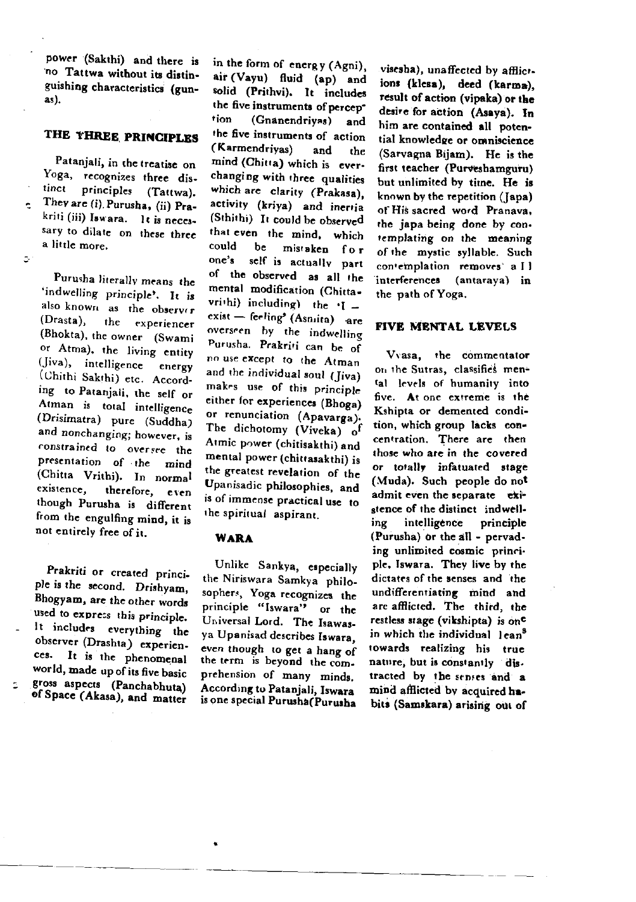power (Sakthi) and there is no Tattwa without its distinguishing characteristics (gunas).

## THE THREE PRINCIPLES

Patanjali, in the treatise on Yoga, recognizes three distinct principles (Tattwa). They are (i) Purusha, (ii) Prakriti (iii) Iswara. It is necessary to dilate on these three a little more.

Purusha literally means the 'indwelling principle'. It is also known as the observer (Drasta), the experiencer (Bhokta), the owner (Swami or Atma), the living entity (Jiva), intelligence energy (Chithi Sakthi) etc. According to Patanjali, the self or Atman is total intelligence (Drisimatra) pure (Suddha) and nonchanging; however, is constrained to oversee the presentation of the mind (Chitta Vrithi). In normal existence, therefore, even though Purusha is different from the engulfing mind, it is not entirely free of it.

Prakriti or created principle is the second. Drishyam, Bhogyam, are the other words used to express this principle. It includes everything the observer (Drashta) experiences. It is the phenomenal world, made up of its five basic gross aspects (Panchabhuta) of Space (Akasa), and matter in the form of energy (Agni), air (Vayu) fluid (ap) and solid (Prithvi). It includes the five instruments of perception (Gnanendriyas) and the five instruments of action (Karmendriyas) and the mind (Chitta) which is ever-changing with three qualities which are clarity (Prakasa), activity (kriya) and inertia (Sthithi) It could be observed that even the mind, which could be mistaken for one's self is actually part of the observed as all the mental modification (Chitta-vrithi) including) the 'I — exist — feeling' (Asmita) are overseen by the indwelling Purusha. Prakriti can be of no use except to the Atman and the individual soul (Jiva) makes use of this principle either for experiences (Bhoga) or renunciation (Apavarga). The dichotomy (Viveka) of Atmic power (chitisakthi) and mental power (chittasakthi) is the greatest revelation of the Upanisadic philosophies, and is of immense practical use to the spiritual aspirant.

## WARA

Unlike Sankya, especially the Niriswara Samkya philosophers, Yoga recognizes the principle "Iswara" or the Universal Lord. The Isawasya Upanisad describes Iswara, even though to get a hang of the term is beyond the comprehension of many minds. According to Patanjali, Iswara is one special Purusha(Purusha visesha), unaffected by afflictions (klesa), deed (karma), result of action (vipaka) or the desire for action (Asaya). In him are contained all potential knowledge or omniscience (Sarvagna Bijam). He is the first teacher (Purveshamguru) but unlimited by time. He is known by the repetition (Japa) of His sacred word Pranava, the japa being done by contemplating on the meaning of the mystic syllable. Such contemplation removes all interferences (antaraya) in the path of Yoga.

## FIVE MENTAL LEVELS

Vyasa, the commentator on the Sutras, classifies mental levels of humanity into five. At one extreme is the Kshipta or demented condition, which group lacks concentration. There are then those who are in the covered or totally infatuated stage (Muda). Such people do not admit even the separate existence of the distinct indwelling intelligence principle (Purusha) or the all - pervading unlimited cosmic principle, Iswara. They live by the dictates of the senses and the undifferentiating mind and are afflicted. The third, the restless stage (vikshipta) is one in which the individual leans towards realizing his true nature, but is constantly distracted by the senses and a mind afflicted by acquired habits (Samskara) arising out of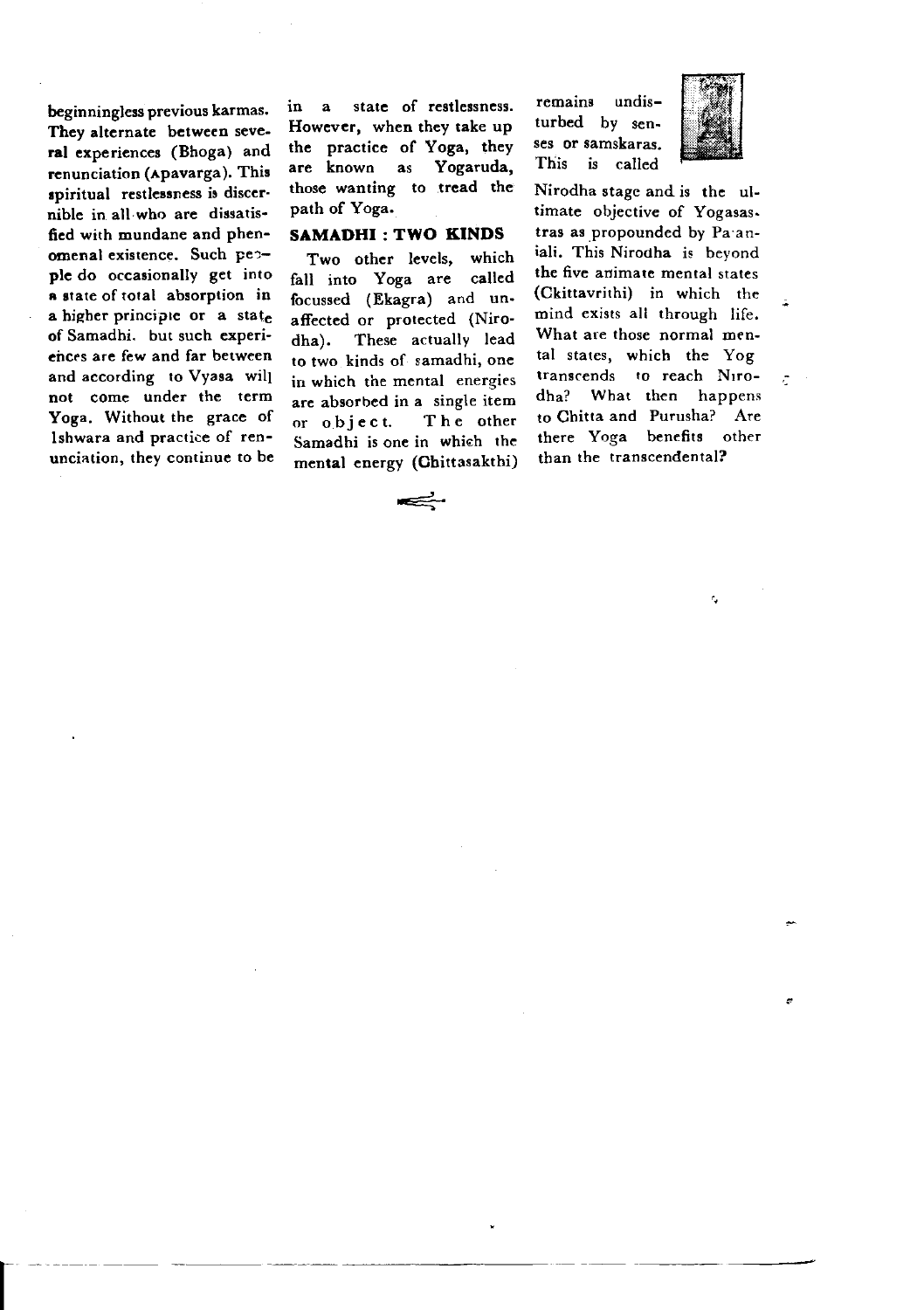beginningless previous karmas. They alternate between several experiences (Bhoga) and renunciation (Apavarga). This spiritual restlessness is discernible in all who are dissatisfied with mundane and phenomenal existence. Such people do occasionally get into a state of total absorption in a higher principle or a state of Samadhi. but such experiences are few and far between and according to Vyasa will not come under the term Yoga. Without the grace of Ishwara and practice of renunciation, they continue to be in a state of restlessness. However, when they take up the practice of Yoga, they are known as Yogaruda, those wanting to tread the path of Yoga.

## SAMADHI : TWO KINDS

Two other levels, which fall into Yoga are called focussed (Ekagra) and unaffected or protected (Nirodha). These actually lead to two kinds of samadhi, one in which the mental energies are absorbed in a single item or object. The other Samadhi is one in which the mental energy (Chittasakthi) remains undisturbed by senses or samskaras. This is called Nirodha stage and is the ultimate objective of Yogasastras as propounded by Patanjali. This Nirodha is beyond the five animate mental states (Chittavrithi) in which the mind exists all through life. What are those normal mental states, which the Yog transcends to reach Nirodha? What then happens to Chitta and Purusha? Are there Yoga benefits other than the transcendental?